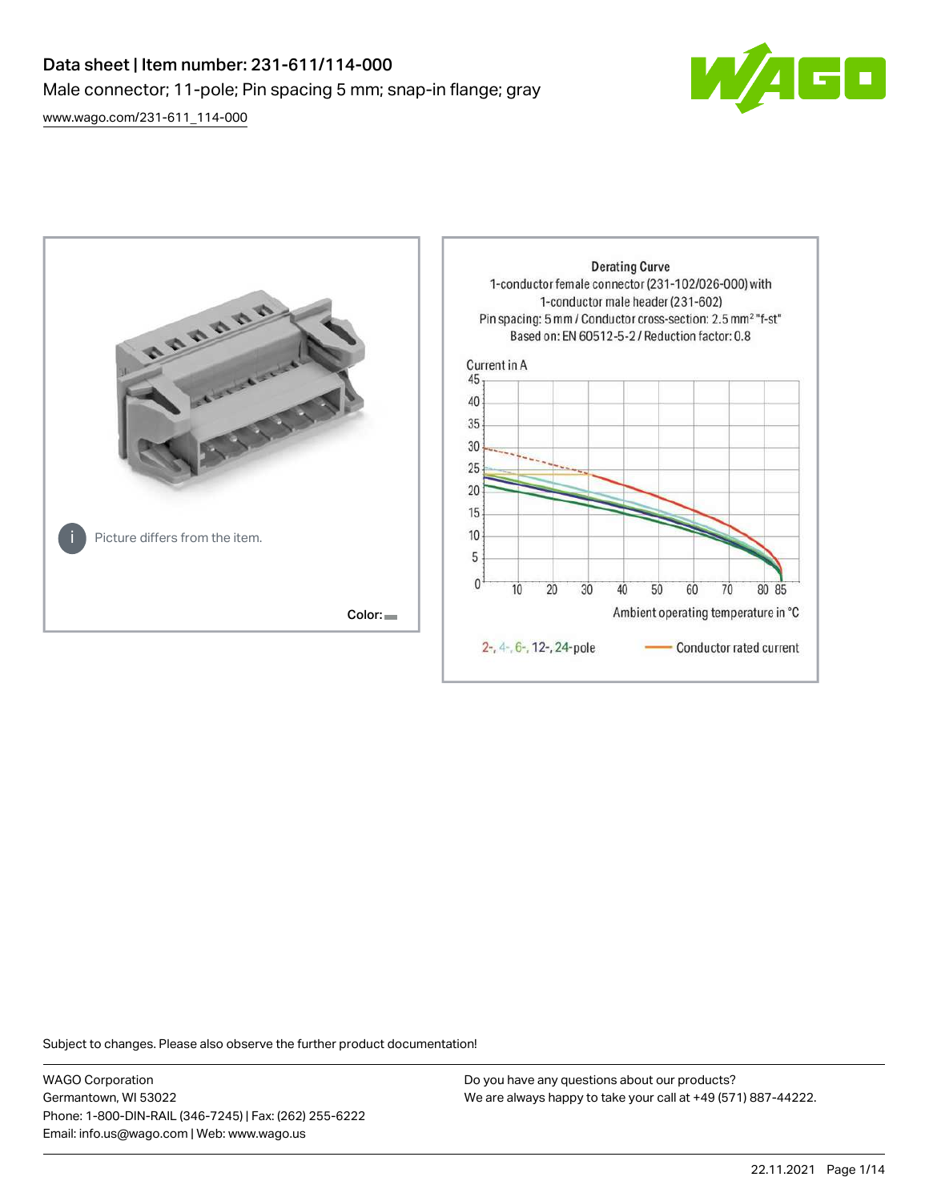# Data sheet | Item number: 231-611/114-000

Male connector; 11-pole; Pin spacing 5 mm; snap-in flange; gray

www.wago.com/231-611_114-000

Picture differs from the item.

Color:

Derating Curve
1-conductor female connector (231-102/026-000) with
1-conductor male header (231-602)
Pin spacing: 5 mm / Conductor cross-section: 2.5 mm² "f-st"
Based on: EN 60512-5-2 / Reduction factor: 0.8

Current in A

Ambient operating temperature in °C

2-, 4-, 6-, 12-, 24-pole — Conductor rated current

Subject to changes. Please also observe the further product documentation!

WAGO Corporation
Germantown, WI 53022
Phone: 1-800-DIN-RAIL (346-7245) | Fax: (262) 255-6222
Email: info.us@wago.com | Web: www.wago.us

Do you have any questions about our products?
We are always happy to take your call at +49 (571) 887-44222.

22.11.2021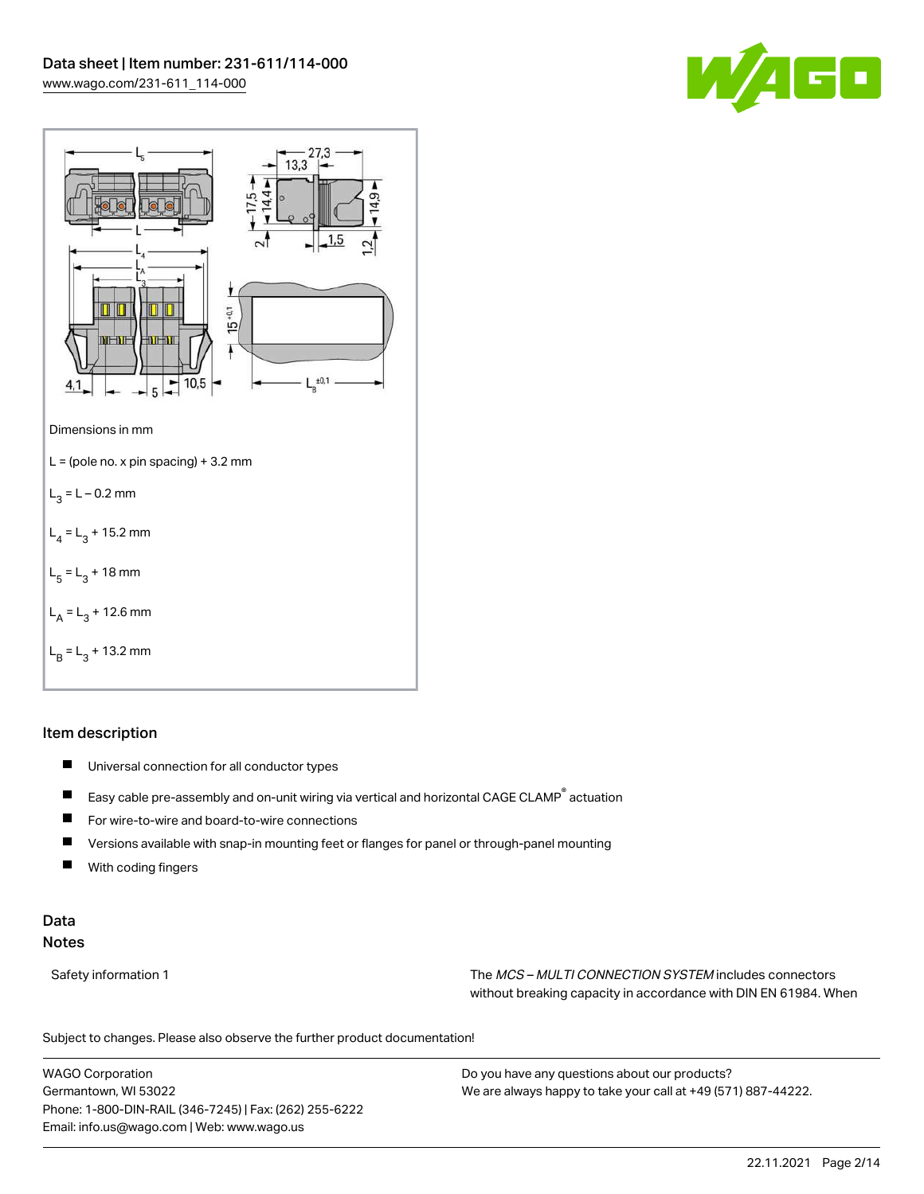Data sheet | Item number: 231-611/114-000
www.wago.com/231-611_114-000

Dimensions in mm

L = (pole no. x pin spacing) + 3.2 mm

$L_3$ = L – 0.2 mm

$L_4$ = $L_3$ + 15.2 mm

$L_5$ = $L_3$ + 18 mm

$L_A$ = $L_3$ + 12.6 mm

$L_B$ = $L_3$ + 13.2 mm

## Item description

- Universal connection for all conductor types
- Easy cable pre-assembly and on-unit wiring via vertical and horizontal CAGE CLAMP® actuation
- For wire-to-wire and board-to-wire connections
- Versions available with snap-in mounting feet or flanges for panel or through-panel mounting
- With coding fingers

## Data

### Notes

| | |
|---|---|
| Safety information 1 | The *MCS – MULTI CONNECTION SYSTEM* includes connectors without breaking capacity in accordance with DIN EN 61984. When |

Subject to changes. Please also observe the further product documentation!

WAGO Corporation
Germantown, WI 53022
Phone: 1-800-DIN-RAIL (346-7245) | Fax: (262) 255-6222
Email: info.us@wago.com | Web: www.wago.us

Do you have any questions about our products?
We are always happy to take your call at +49 (571) 887-44222.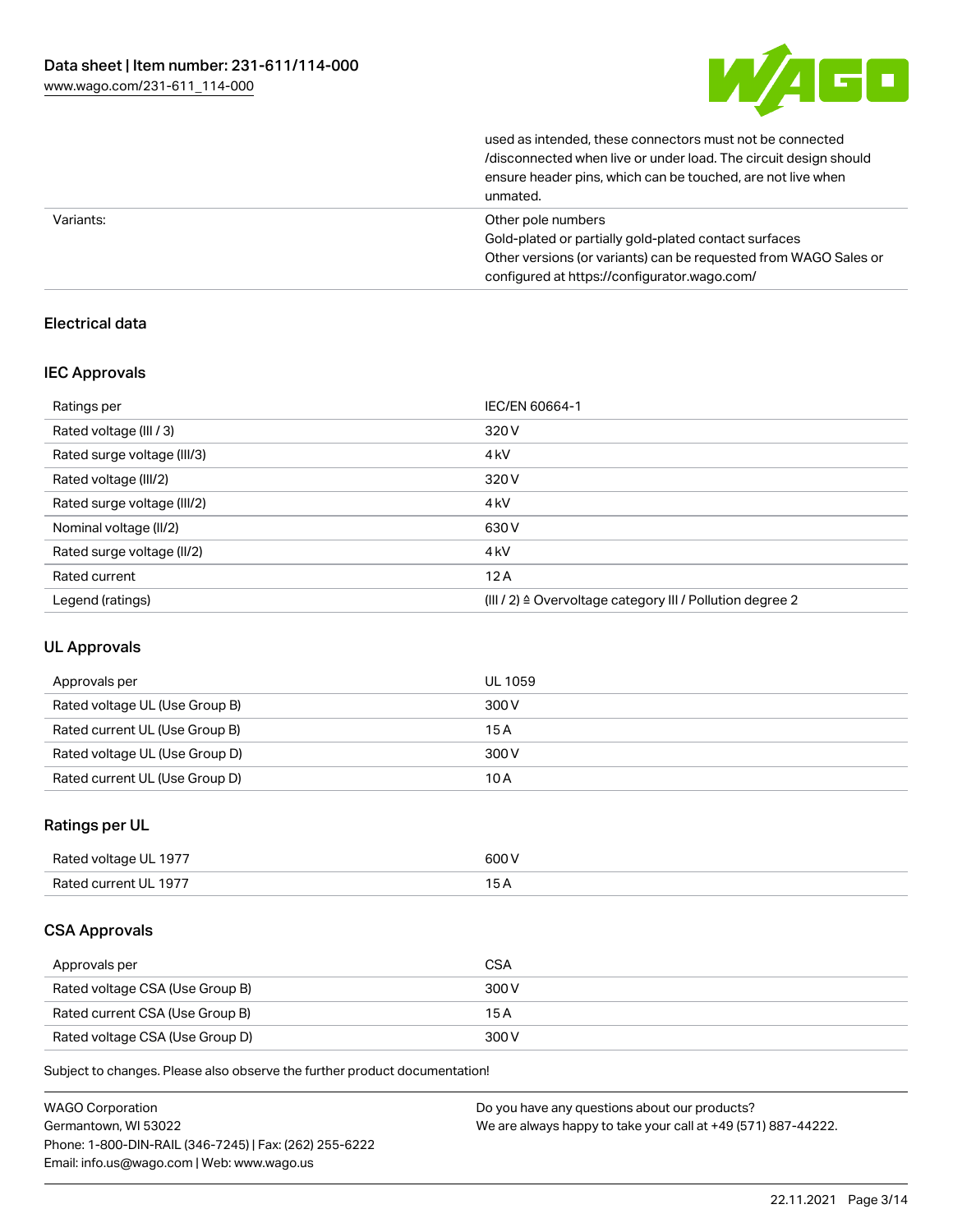| | |
|---|---|
| | used as intended, these connectors must not be connected /disconnected when live or under load. The circuit design should ensure header pins, which can be touched, are not live when unmated. |
| Variants: | Other pole numbers<br>Gold-plated or partially gold-plated contact surfaces<br>Other versions (or variants) can be requested from WAGO Sales or configured at https://configurator.wago.com/ |

## Electrical data

### IEC Approvals

| | |
|---|---|
| Ratings per | IEC/EN 60664-1 |
| Rated voltage (III / 3) | 320 V |
| Rated surge voltage (III/3) | 4 kV |
| Rated voltage (III/2) | 320 V |
| Rated surge voltage (III/2) | 4 kV |
| Nominal voltage (II/2) | 630 V |
| Rated surge voltage (II/2) | 4 kV |
| Rated current | 12 A |
| Legend (ratings) | (III / 2) ≙ Overvoltage category III / Pollution degree 2 |

### UL Approvals

| | |
|---|---|
| Approvals per | UL 1059 |
| Rated voltage UL (Use Group B) | 300 V |
| Rated current UL (Use Group B) | 15 A |
| Rated voltage UL (Use Group D) | 300 V |
| Rated current UL (Use Group D) | 10 A |

### Ratings per UL

| | |
|---|---|
| Rated voltage UL 1977 | 600 V |
| Rated current UL 1977 | 15 A |

### CSA Approvals

| | |
|---|---|
| Approvals per | CSA |
| Rated voltage CSA (Use Group B) | 300 V |
| Rated current CSA (Use Group B) | 15 A |
| Rated voltage CSA (Use Group D) | 300 V |

Subject to changes. Please also observe the further product documentation!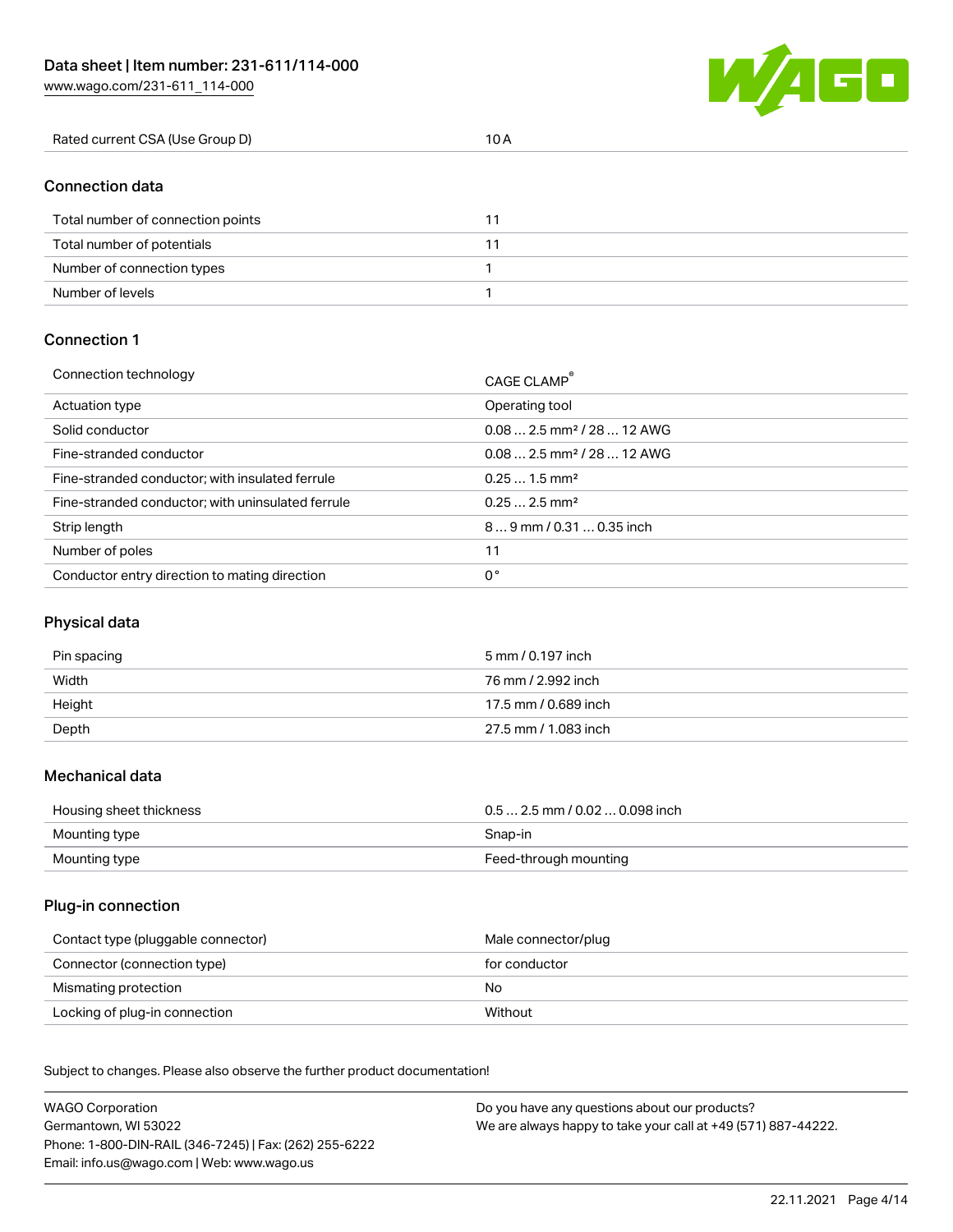| Rated current CSA (Use Group D) | 10 A |
| --- | --- |

## Connection data

| Total number of connection points | 11 |
| --- | --- |
| Total number of potentials | 11 |
| Number of connection types | 1 |
| Number of levels | 1 |

## Connection 1

| Connection technology | CAGE CLAMP® |
| --- | --- |
| Actuation type | Operating tool |
| Solid conductor | 0.08 … 2.5 mm² / 28 … 12 AWG |
| Fine-stranded conductor | 0.08 … 2.5 mm² / 28 … 12 AWG |
| Fine-stranded conductor; with insulated ferrule | 0.25 … 1.5 mm² |
| Fine-stranded conductor; with uninsulated ferrule | 0.25 … 2.5 mm² |
| Strip length | 8 … 9 mm / 0.31 … 0.35 inch |
| Number of poles | 11 |
| Conductor entry direction to mating direction | 0 ° |

## Physical data

| Pin spacing | 5 mm / 0.197 inch |
| --- | --- |
| Width | 76 mm / 2.992 inch |
| Height | 17.5 mm / 0.689 inch |
| Depth | 27.5 mm / 1.083 inch |

## Mechanical data

| Housing sheet thickness | 0.5 … 2.5 mm / 0.02 … 0.098 inch |
| --- | --- |
| Mounting type | Snap-in |
| Mounting type | Feed-through mounting |

## Plug-in connection

| Contact type (pluggable connector) | Male connector/plug |
| --- | --- |
| Connector (connection type) | for conductor |
| Mismating protection | No |
| Locking of plug-in connection | Without |

Subject to changes. Please also observe the further product documentation!

WAGO Corporation
Germantown, WI 53022
Phone: 1-800-DIN-RAIL (346-7245) | Fax: (262) 255-6222
Email: info.us@wago.com | Web: www.wago.us

Do you have any questions about our products?
We are always happy to take your call at +49 (571) 887-44222.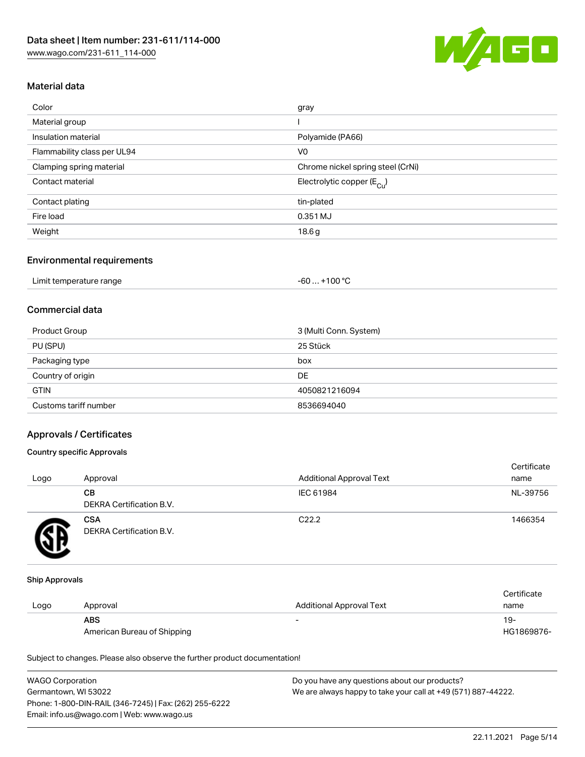## Material data

| | |
|---|---|
| Color | gray |
| Material group | I |
| Insulation material | Polyamide (PA66) |
| Flammability class per UL94 | V0 |
| Clamping spring material | Chrome nickel spring steel (CrNi) |
| Contact material | Electrolytic copper ($E_{Cu}$) |
| Contact plating | tin-plated |
| Fire load | 0.351 MJ |
| Weight | 18.6 g |

## Environmental requirements

| | |
|---|---|
| Limit temperature range | -60 … +100 °C |

## Commercial data

| | |
|---|---|
| Product Group | 3 (Multi Conn. System) |
| PU (SPU) | 25 Stück |
| Packaging type | box |
| Country of origin | DE |
| GTIN | 4050821216094 |
| Customs tariff number | 8536694040 |

## Approvals / Certificates

### Country specific Approvals

| Logo | Approval | Additional Approval Text | Certificate name |
|---|---|---|---|
| | **CB** DEKRA Certification B.V. | IEC 61984 | NL-39756 |
| | **CSA** DEKRA Certification B.V. | C22.2 | 1466354 |

### Ship Approvals

| Logo | Approval | Additional Approval Text | Certificate name |
|---|---|---|---|
| | **ABS** American Bureau of Shipping | - | 19-HG1869876- |

Subject to changes. Please also observe the further product documentation!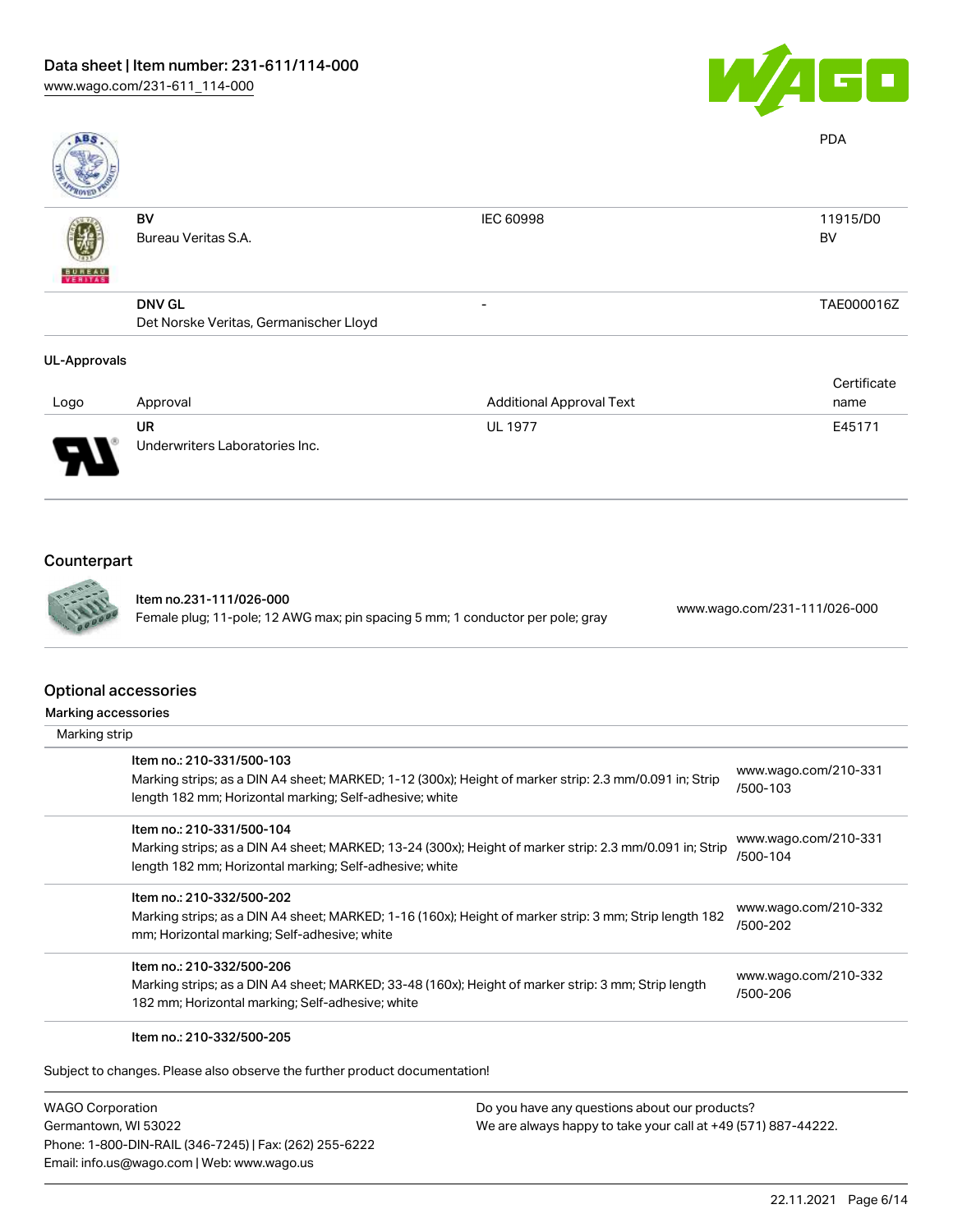| | | | PDA |
|---|---|---|---|
| | BV<br>Bureau Veritas S.A. | IEC 60998 | 11915/D0<br>BV |
| | DNV GL<br>Det Norske Veritas, Germanischer Lloyd | - | TAE000016Z |

**UL-Approvals**

| Logo | Approval | Additional Approval Text | Certificate name |
|---|---|---|---|
| | UR<br>Underwriters Laboratories Inc. | UL 1977 | E45171 |

## Counterpart

| Item | Link |
|---|---|
| Item no.231-111/026-000<br>Female plug; 11-pole; 12 AWG max; pin spacing 5 mm; 1 conductor per pole; gray | www.wago.com/231-111/026-000 |

## Optional accessories

### Marking accessories

Marking strip

| Item | Link |
|---|---|
| Item no.: 210-331/500-103<br>Marking strips; as a DIN A4 sheet; MARKED; 1-12 (300x); Height of marker strip: 2.3 mm/0.091 in; Strip length 182 mm; Horizontal marking; Self-adhesive; white | www.wago.com/210-331/500-103 |
| Item no.: 210-331/500-104<br>Marking strips; as a DIN A4 sheet; MARKED; 13-24 (300x); Height of marker strip: 2.3 mm/0.091 in; Strip length 182 mm; Horizontal marking; Self-adhesive; white | www.wago.com/210-331/500-104 |
| Item no.: 210-332/500-202<br>Marking strips; as a DIN A4 sheet; MARKED; 1-16 (160x); Height of marker strip: 3 mm; Strip length 182 mm; Horizontal marking; Self-adhesive; white | www.wago.com/210-332/500-202 |
| Item no.: 210-332/500-206<br>Marking strips; as a DIN A4 sheet; MARKED; 33-48 (160x); Height of marker strip: 3 mm; Strip length 182 mm; Horizontal marking; Self-adhesive; white | www.wago.com/210-332/500-206 |
| Item no.: 210-332/500-205 | |

Subject to changes. Please also observe the further product documentation!

WAGO Corporation
Germantown, WI 53022
Phone: 1-800-DIN-RAIL (346-7245) | Fax: (262) 255-6222
Email: info.us@wago.com | Web: www.wago.us

Do you have any questions about our products?
We are always happy to take your call at +49 (571) 887-44222.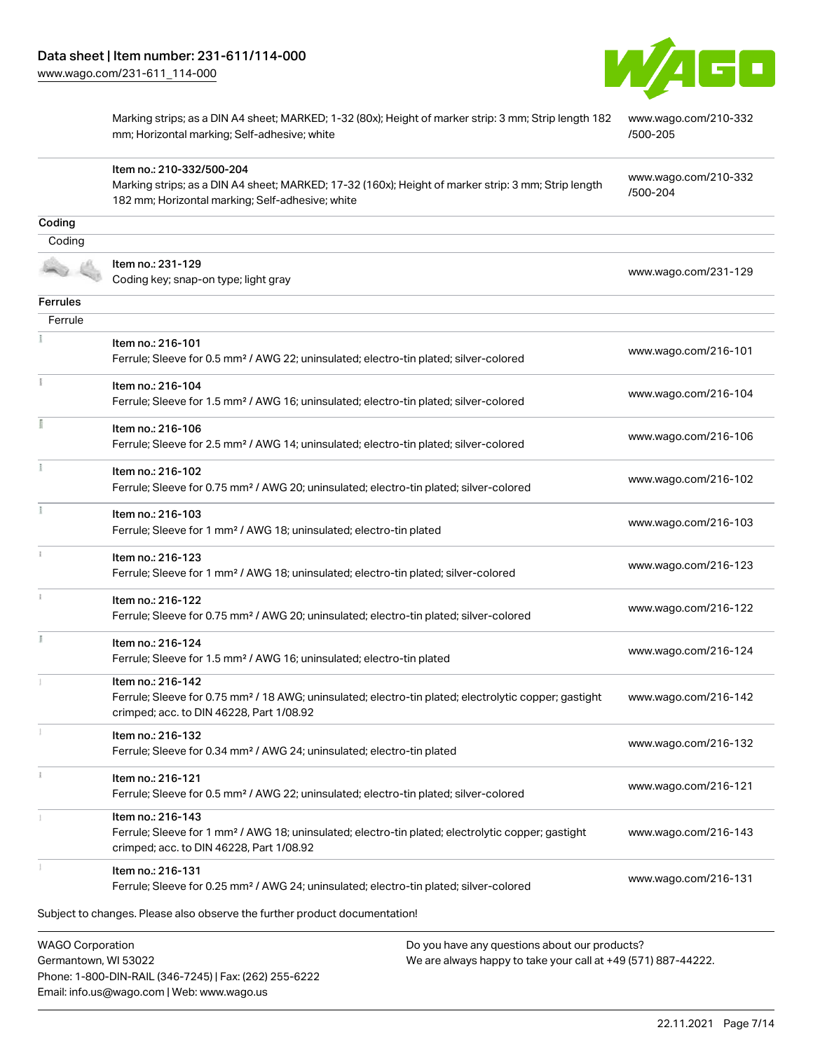| | | |
|---|---|---|
| | Marking strips; as a DIN A4 sheet; MARKED; 1-32 (80x); Height of marker strip: 3 mm; Strip length 182 mm; Horizontal marking; Self-adhesive; white | www.wago.com/210-332/500-205 |
| | Item no.: 210-332/500-204<br>Marking strips; as a DIN A4 sheet; MARKED; 17-32 (160x); Height of marker strip: 3 mm; Strip length 182 mm; Horizontal marking; Self-adhesive; white | www.wago.com/210-332/500-204 |

**Coding**

Coding

| | |
|---|---|
| Item no.: 231-129<br>Coding key; snap-on type; light gray | www.wago.com/231-129 |

**Ferrules**

Ferrule

| | |
|---|---|
| Item no.: 216-101<br>Ferrule; Sleeve for 0.5 mm² / AWG 22; uninsulated; electro-tin plated; silver-colored | www.wago.com/216-101 |
| Item no.: 216-104<br>Ferrule; Sleeve for 1.5 mm² / AWG 16; uninsulated; electro-tin plated; silver-colored | www.wago.com/216-104 |
| Item no.: 216-106<br>Ferrule; Sleeve for 2.5 mm² / AWG 14; uninsulated; electro-tin plated; silver-colored | www.wago.com/216-106 |
| Item no.: 216-102<br>Ferrule; Sleeve for 0.75 mm² / AWG 20; uninsulated; electro-tin plated; silver-colored | www.wago.com/216-102 |
| Item no.: 216-103<br>Ferrule; Sleeve for 1 mm² / AWG 18; uninsulated; electro-tin plated | www.wago.com/216-103 |
| Item no.: 216-123<br>Ferrule; Sleeve for 1 mm² / AWG 18; uninsulated; electro-tin plated; silver-colored | www.wago.com/216-123 |
| Item no.: 216-122<br>Ferrule; Sleeve for 0.75 mm² / AWG 20; uninsulated; electro-tin plated; silver-colored | www.wago.com/216-122 |
| Item no.: 216-124<br>Ferrule; Sleeve for 1.5 mm² / AWG 16; uninsulated; electro-tin plated | www.wago.com/216-124 |
| Item no.: 216-142<br>Ferrule; Sleeve for 0.75 mm² / 18 AWG; uninsulated; electro-tin plated; electrolytic copper; gastight crimped; acc. to DIN 46228, Part 1/08.92 | www.wago.com/216-142 |
| Item no.: 216-132<br>Ferrule; Sleeve for 0.34 mm² / AWG 24; uninsulated; electro-tin plated | www.wago.com/216-132 |
| Item no.: 216-121<br>Ferrule; Sleeve for 0.5 mm² / AWG 22; uninsulated; electro-tin plated; silver-colored | www.wago.com/216-121 |
| Item no.: 216-143<br>Ferrule; Sleeve for 1 mm² / AWG 18; uninsulated; electro-tin plated; electrolytic copper; gastight crimped; acc. to DIN 46228, Part 1/08.92 | www.wago.com/216-143 |
| Item no.: 216-131<br>Ferrule; Sleeve for 0.25 mm² / AWG 24; uninsulated; electro-tin plated; silver-colored | www.wago.com/216-131 |

Subject to changes. Please also observe the further product documentation!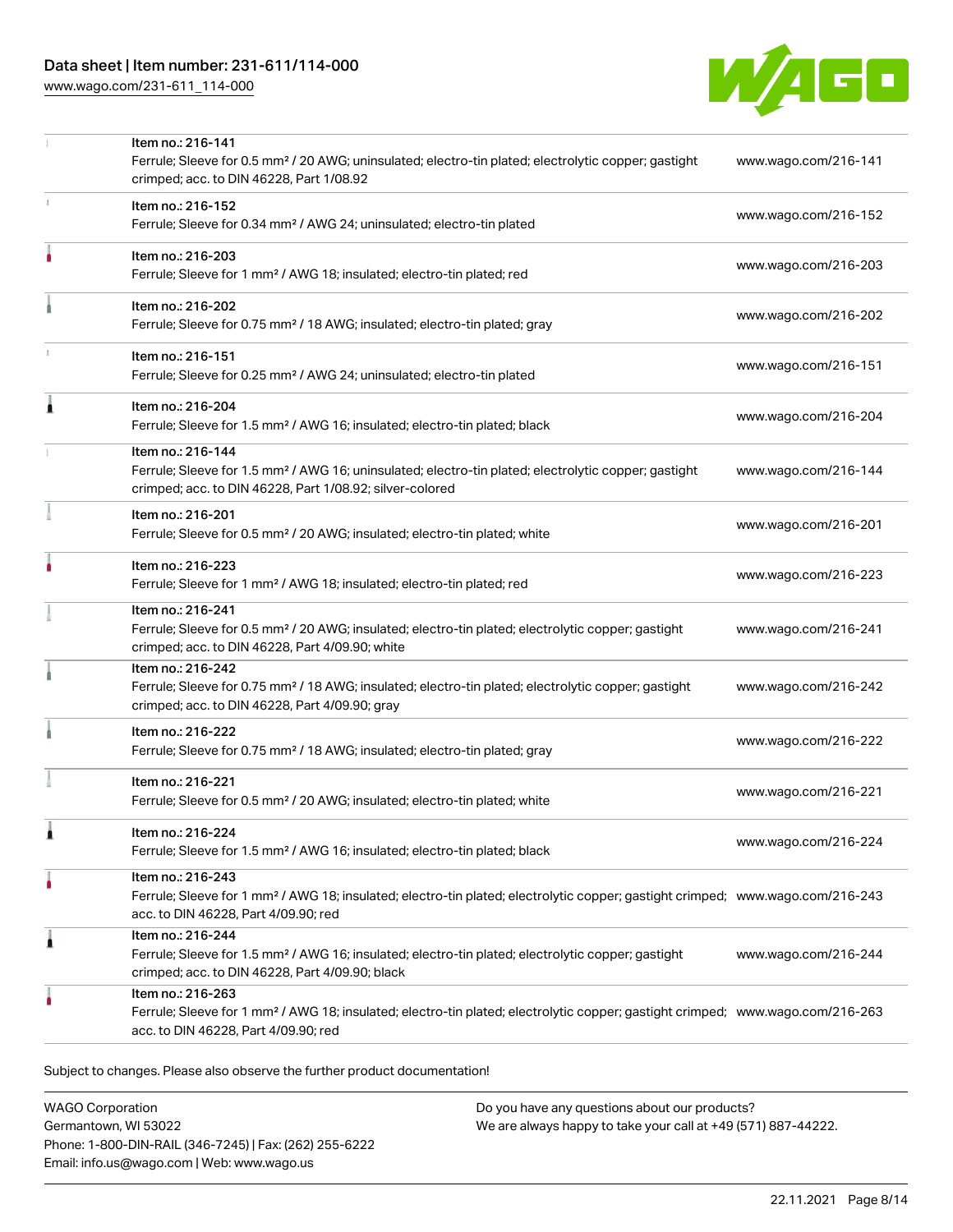| | | |
|---|---|---|
| | Item no.: 216-141<br>Ferrule; Sleeve for 0.5 mm² / 20 AWG; uninsulated; electro-tin plated; electrolytic copper; gastight crimped; acc. to DIN 46228, Part 1/08.92 | www.wago.com/216-141 |
| | Item no.: 216-152<br>Ferrule; Sleeve for 0.34 mm² / AWG 24; uninsulated; electro-tin plated | www.wago.com/216-152 |
| | Item no.: 216-203<br>Ferrule; Sleeve for 1 mm² / AWG 18; insulated; electro-tin plated; red | www.wago.com/216-203 |
| | Item no.: 216-202<br>Ferrule; Sleeve for 0.75 mm² / 18 AWG; insulated; electro-tin plated; gray | www.wago.com/216-202 |
| | Item no.: 216-151<br>Ferrule; Sleeve for 0.25 mm² / AWG 24; uninsulated; electro-tin plated | www.wago.com/216-151 |
| | Item no.: 216-204<br>Ferrule; Sleeve for 1.5 mm² / AWG 16; insulated; electro-tin plated; black | www.wago.com/216-204 |
| | Item no.: 216-144<br>Ferrule; Sleeve for 1.5 mm² / AWG 16; uninsulated; electro-tin plated; electrolytic copper; gastight crimped; acc. to DIN 46228, Part 1/08.92; silver-colored | www.wago.com/216-144 |
| | Item no.: 216-201<br>Ferrule; Sleeve for 0.5 mm² / 20 AWG; insulated; electro-tin plated; white | www.wago.com/216-201 |
| | Item no.: 216-223<br>Ferrule; Sleeve for 1 mm² / AWG 18; insulated; electro-tin plated; red | www.wago.com/216-223 |
| | Item no.: 216-241<br>Ferrule; Sleeve for 0.5 mm² / 20 AWG; insulated; electro-tin plated; electrolytic copper; gastight crimped; acc. to DIN 46228, Part 4/09.90; white | www.wago.com/216-241 |
| | Item no.: 216-242<br>Ferrule; Sleeve for 0.75 mm² / 18 AWG; insulated; electro-tin plated; electrolytic copper; gastight crimped; acc. to DIN 46228, Part 4/09.90; gray | www.wago.com/216-242 |
| | Item no.: 216-222<br>Ferrule; Sleeve for 0.75 mm² / 18 AWG; insulated; electro-tin plated; gray | www.wago.com/216-222 |
| | Item no.: 216-221<br>Ferrule; Sleeve for 0.5 mm² / 20 AWG; insulated; electro-tin plated; white | www.wago.com/216-221 |
| | Item no.: 216-224<br>Ferrule; Sleeve for 1.5 mm² / AWG 16; insulated; electro-tin plated; black | www.wago.com/216-224 |
| | Item no.: 216-243<br>Ferrule; Sleeve for 1 mm² / AWG 18; insulated; electro-tin plated; electrolytic copper; gastight crimped; acc. to DIN 46228, Part 4/09.90; red | www.wago.com/216-243 |
| | Item no.: 216-244<br>Ferrule; Sleeve for 1.5 mm² / AWG 16; insulated; electro-tin plated; electrolytic copper; gastight crimped; acc. to DIN 46228, Part 4/09.90; black | www.wago.com/216-244 |
| | Item no.: 216-263<br>Ferrule; Sleeve for 1 mm² / AWG 18; insulated; electro-tin plated; electrolytic copper; gastight crimped; acc. to DIN 46228, Part 4/09.90; red | www.wago.com/216-263 |

Subject to changes. Please also observe the further product documentation!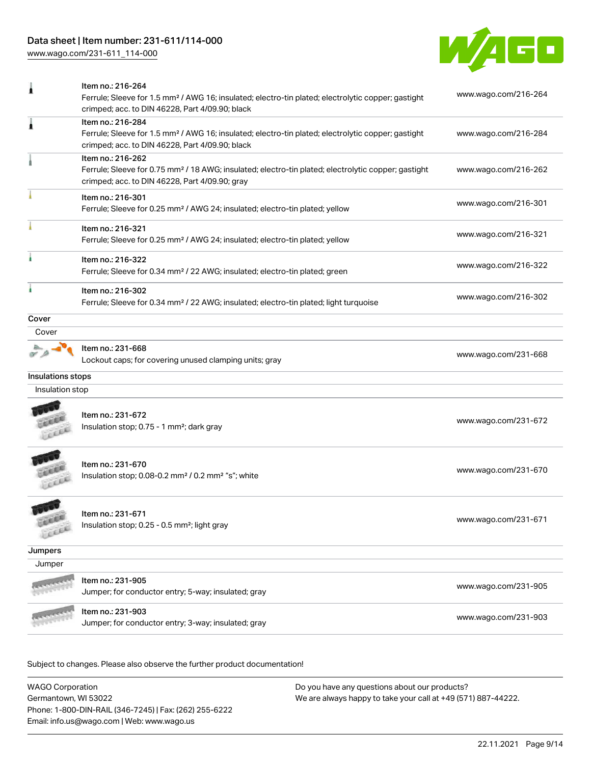| | | |
|---|---|---|
| | Item no.: 216-264<br>Ferrule; Sleeve for 1.5 mm² / AWG 16; insulated; electro-tin plated; electrolytic copper; gastight crimped; acc. to DIN 46228, Part 4/09.90; black | www.wago.com/216-264 |
| | Item no.: 216-284<br>Ferrule; Sleeve for 1.5 mm² / AWG 16; insulated; electro-tin plated; electrolytic copper; gastight crimped; acc. to DIN 46228, Part 4/09.90; black | www.wago.com/216-284 |
| | Item no.: 216-262<br>Ferrule; Sleeve for 0.75 mm² / 18 AWG; insulated; electro-tin plated; electrolytic copper; gastight crimped; acc. to DIN 46228, Part 4/09.90; gray | www.wago.com/216-262 |
| | Item no.: 216-301<br>Ferrule; Sleeve for 0.25 mm² / AWG 24; insulated; electro-tin plated; yellow | www.wago.com/216-301 |
| | Item no.: 216-321<br>Ferrule; Sleeve for 0.25 mm² / AWG 24; insulated; electro-tin plated; yellow | www.wago.com/216-321 |
| | Item no.: 216-322<br>Ferrule; Sleeve for 0.34 mm² / 22 AWG; insulated; electro-tin plated; green | www.wago.com/216-322 |
| | Item no.: 216-302<br>Ferrule; Sleeve for 0.34 mm² / 22 AWG; insulated; electro-tin plated; light turquoise | www.wago.com/216-302 |

**Cover**

Cover

| | | |
|---|---|---|
| | Item no.: 231-668<br>Lockout caps; for covering unused clamping units; gray | www.wago.com/231-668 |

**Insulations stops**

Insulation stop

| | | |
|---|---|---|
| | Item no.: 231-672<br>Insulation stop; 0.75 - 1 mm²; dark gray | www.wago.com/231-672 |
| | Item no.: 231-670<br>Insulation stop; 0.08-0.2 mm² / 0.2 mm² "s"; white | www.wago.com/231-670 |
| | Item no.: 231-671<br>Insulation stop; 0.25 - 0.5 mm²; light gray | www.wago.com/231-671 |

**Jumpers**

Jumper

| | | |
|---|---|---|
| | Item no.: 231-905<br>Jumper; for conductor entry; 5-way; insulated; gray | www.wago.com/231-905 |
| | Item no.: 231-903<br>Jumper; for conductor entry; 3-way; insulated; gray | www.wago.com/231-903 |

Subject to changes. Please also observe the further product documentation!

WAGO Corporation
Germantown, WI 53022
Phone: 1-800-DIN-RAIL (346-7245) | Fax: (262) 255-6222
Email: info.us@wago.com | Web: www.wago.us

Do you have any questions about our products?
We are always happy to take your call at +49 (571) 887-44222.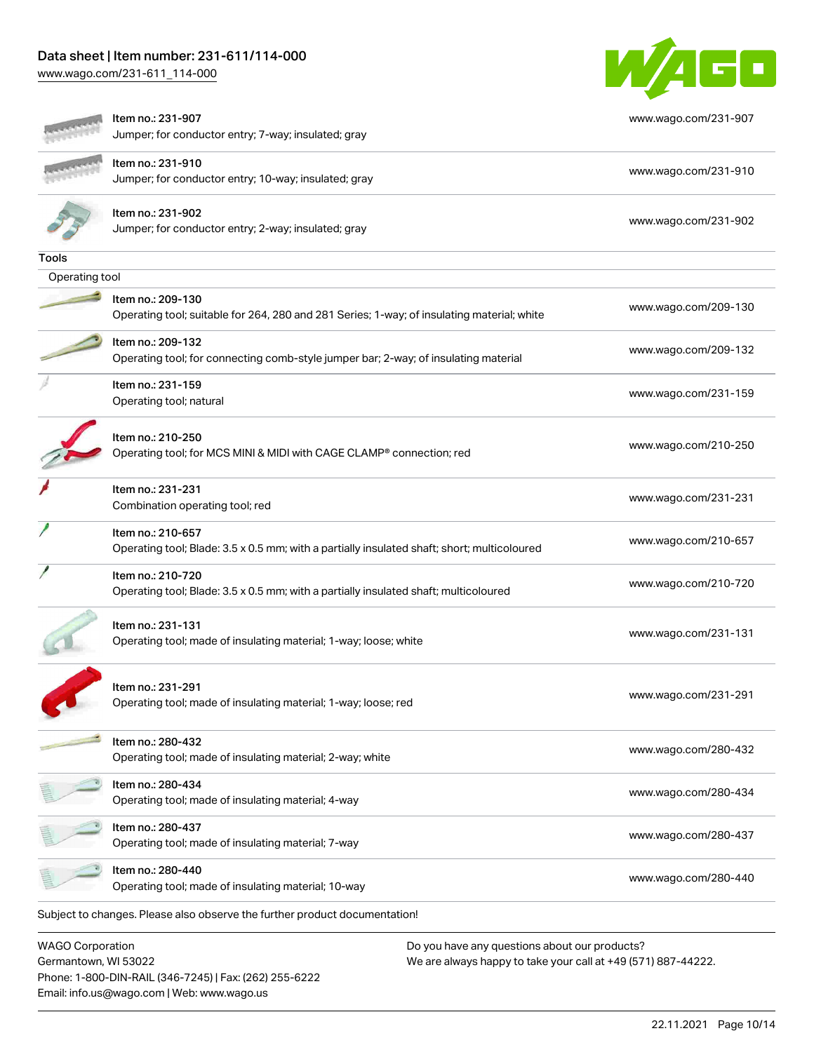| | | |
|---|---|---|
| | Item no.: 231-907<br>Jumper; for conductor entry; 7-way; insulated; gray | www.wago.com/231-907 |
| | Item no.: 231-910<br>Jumper; for conductor entry; 10-way; insulated; gray | www.wago.com/231-910 |
| | Item no.: 231-902<br>Jumper; for conductor entry; 2-way; insulated; gray | www.wago.com/231-902 |

**Tools**

Operating tool

| | | |
|---|---|---|
| | Item no.: 209-130<br>Operating tool; suitable for 264, 280 and 281 Series; 1-way; of insulating material; white | www.wago.com/209-130 |
| | Item no.: 209-132<br>Operating tool; for connecting comb-style jumper bar; 2-way; of insulating material | www.wago.com/209-132 |
| | Item no.: 231-159<br>Operating tool; natural | www.wago.com/231-159 |
| | Item no.: 210-250<br>Operating tool; for MCS MINI & MIDI with CAGE CLAMP® connection; red | www.wago.com/210-250 |
| | Item no.: 231-231<br>Combination operating tool; red | www.wago.com/231-231 |
| | Item no.: 210-657<br>Operating tool; Blade: 3.5 x 0.5 mm; with a partially insulated shaft; short; multicoloured | www.wago.com/210-657 |
| | Item no.: 210-720<br>Operating tool; Blade: 3.5 x 0.5 mm; with a partially insulated shaft; multicoloured | www.wago.com/210-720 |
| | Item no.: 231-131<br>Operating tool; made of insulating material; 1-way; loose; white | www.wago.com/231-131 |
| | Item no.: 231-291<br>Operating tool; made of insulating material; 1-way; loose; red | www.wago.com/231-291 |
| | Item no.: 280-432<br>Operating tool; made of insulating material; 2-way; white | www.wago.com/280-432 |
| | Item no.: 280-434<br>Operating tool; made of insulating material; 4-way | www.wago.com/280-434 |
| | Item no.: 280-437<br>Operating tool; made of insulating material; 7-way | www.wago.com/280-437 |
| | Item no.: 280-440<br>Operating tool; made of insulating material; 10-way | www.wago.com/280-440 |

Subject to changes. Please also observe the further product documentation!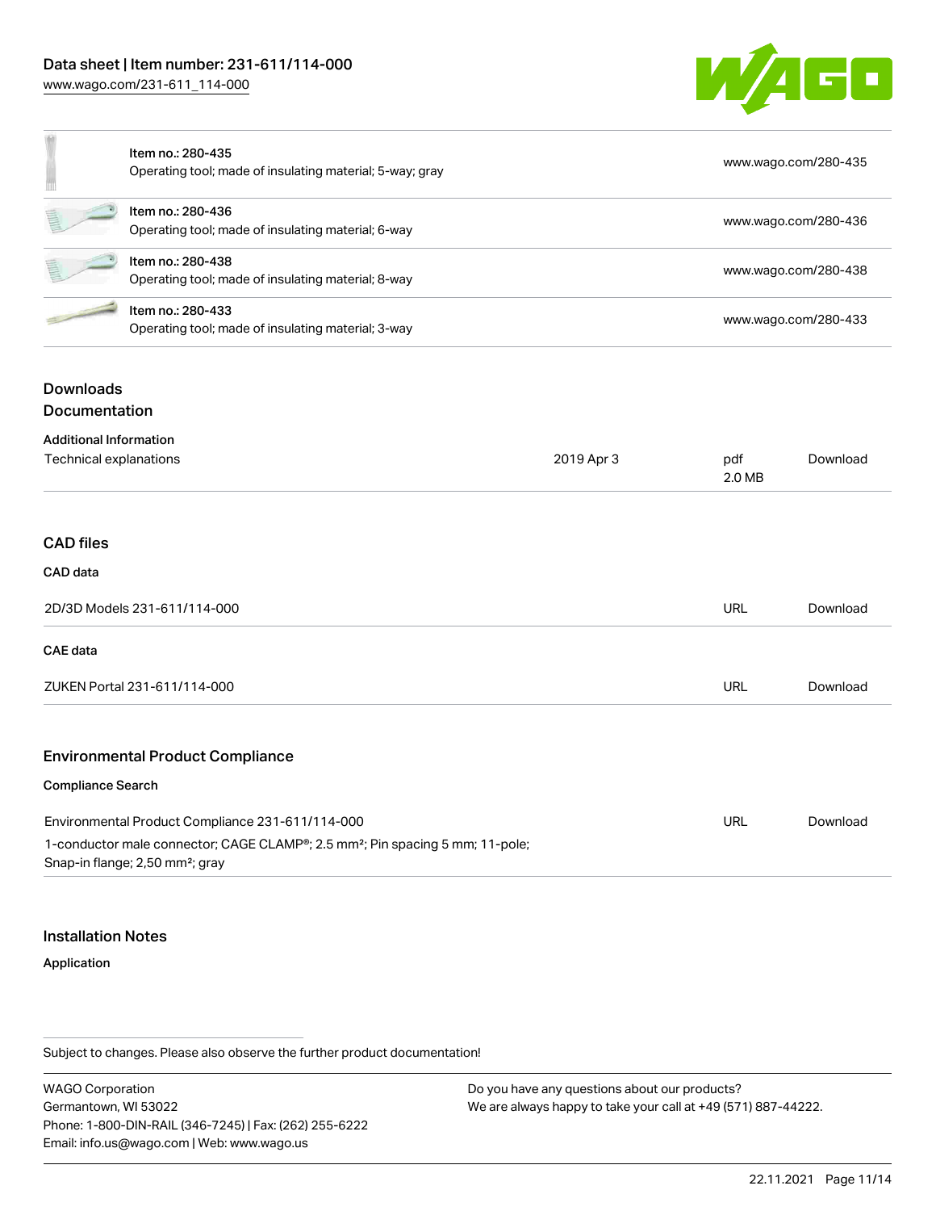| Item | Description | Link |
| --- | --- | --- |
| Item no.: 280-435 | Operating tool; made of insulating material; 5-way; gray | www.wago.com/280-435 |
| Item no.: 280-436 | Operating tool; made of insulating material; 6-way | www.wago.com/280-436 |
| Item no.: 280-438 | Operating tool; made of insulating material; 8-way | www.wago.com/280-438 |
| Item no.: 280-433 | Operating tool; made of insulating material; 3-way | www.wago.com/280-433 |

## Downloads
## Documentation

**Additional Information**

| | | | |
| --- | --- | --- | --- |
| Technical explanations | 2019 Apr 3 | pdf 2.0 MB | Download |

## CAD files

**CAD data**

| | | |
| --- | --- | --- |
| 2D/3D Models 231-611/114-000 | URL | Download |

**CAE data**

| | | |
| --- | --- | --- |
| ZUKEN Portal 231-611/114-000 | URL | Download |

## Environmental Product Compliance

**Compliance Search**

| | | |
| --- | --- | --- |
| Environmental Product Compliance 231-611/114-000<br>1-conductor male connector; CAGE CLAMP®; 2.5 mm²; Pin spacing 5 mm; 11-pole; Snap-in flange; 2,50 mm²; gray | URL | Download |

## Installation Notes

**Application**

Subject to changes. Please also observe the further product documentation!

WAGO Corporation
Germantown, WI 53022
Phone: 1-800-DIN-RAIL (346-7245) | Fax: (262) 255-6222
Email: info.us@wago.com | Web: www.wago.us

Do you have any questions about our products?
We are always happy to take your call at +49 (571) 887-44222.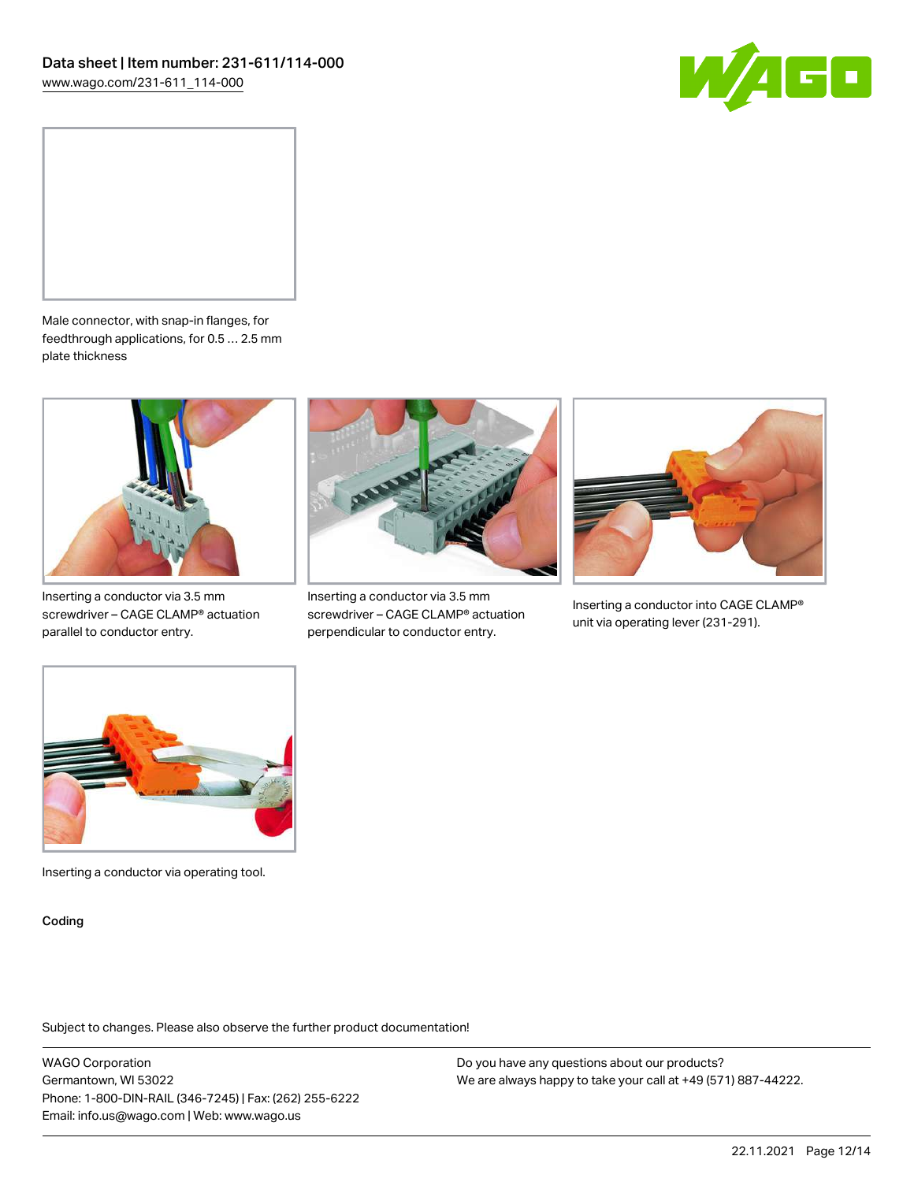Male connector, with snap-in flanges, for feedthrough applications, for 0.5 … 2.5 mm plate thickness

Inserting a conductor via 3.5 mm screwdriver – CAGE CLAMP® actuation parallel to conductor entry.

Inserting a conductor via 3.5 mm screwdriver – CAGE CLAMP® actuation perpendicular to conductor entry.

Inserting a conductor into CAGE CLAMP® unit via operating lever (231-291).

Inserting a conductor via operating tool.

Coding

Subject to changes. Please also observe the further product documentation!

WAGO Corporation
Germantown, WI 53022
Phone: 1-800-DIN-RAIL (346-7245) | Fax: (262) 255-6222
Email: info.us@wago.com | Web: www.wago.us

Do you have any questions about our products?
We are always happy to take your call at +49 (571) 887-44222.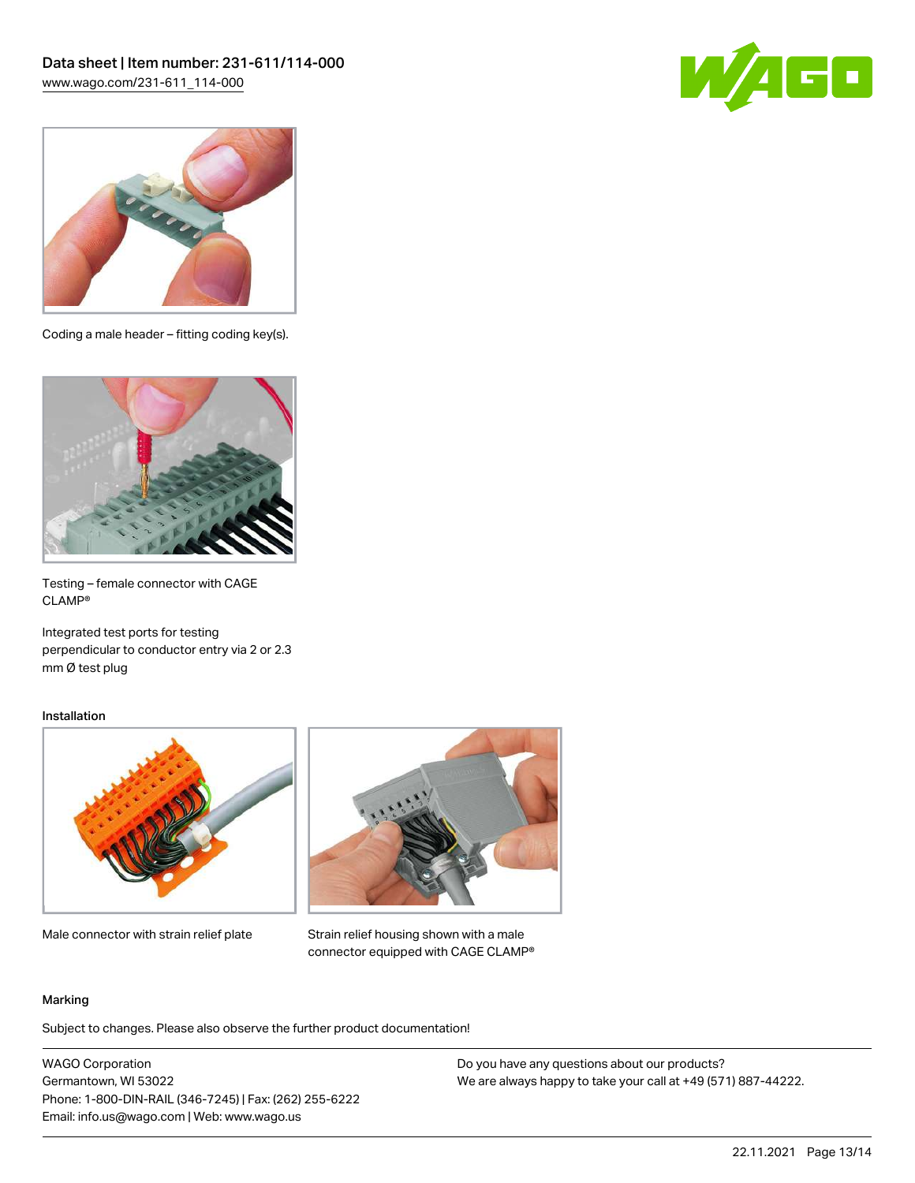Coding a male header – fitting coding key(s).

Testing – female connector with CAGE CLAMP®

Integrated test ports for testing perpendicular to conductor entry via 2 or 2.3 mm Ø test plug

### Installation

Male connector with strain relief plate

Strain relief housing shown with a male connector equipped with CAGE CLAMP®

### Marking

Subject to changes. Please also observe the further product documentation!

WAGO Corporation
Germantown, WI 53022
Phone: 1-800-DIN-RAIL (346-7245) | Fax: (262) 255-6222
Email: info.us@wago.com | Web: www.wago.us

Do you have any questions about our products?
We are always happy to take your call at +49 (571) 887-44222.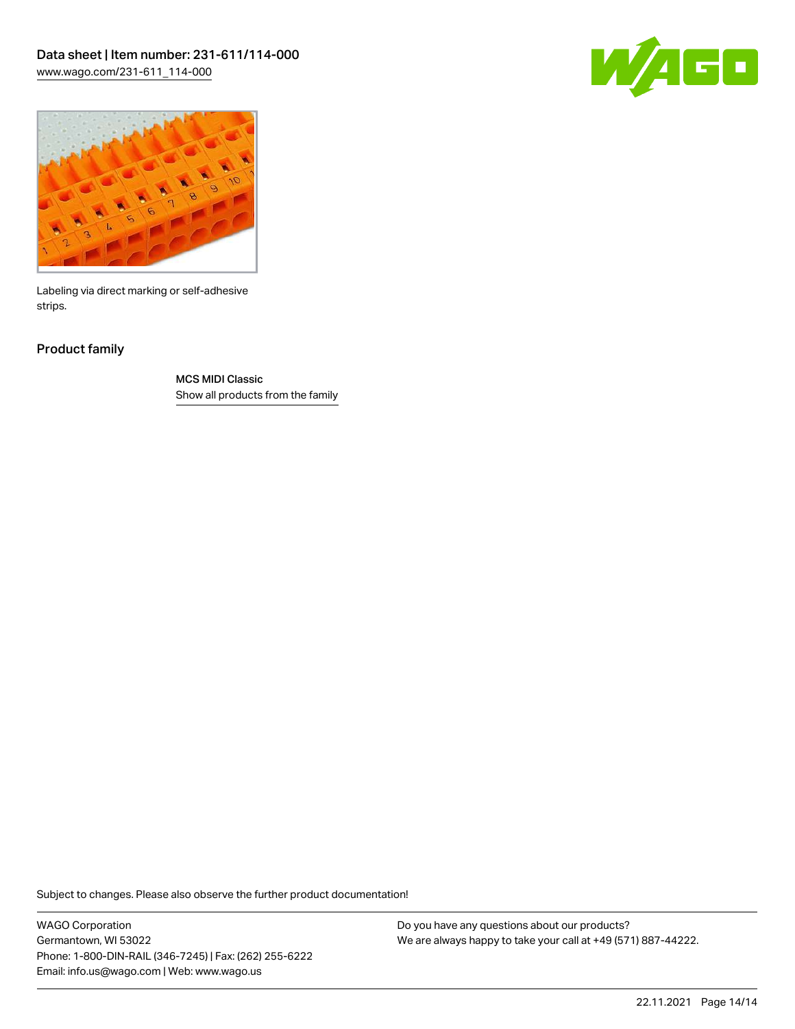Labeling via direct marking or self-adhesive strips.

## Product family

MCS MIDI Classic
Show all products from the family

Subject to changes. Please also observe the further product documentation!

WAGO Corporation
Germantown, WI 53022
Phone: 1-800-DIN-RAIL (346-7245) | Fax: (262) 255-6222
Email: info.us@wago.com | Web: www.wago.us

Do you have any questions about our products?
We are always happy to take your call at +49 (571) 887-44222.